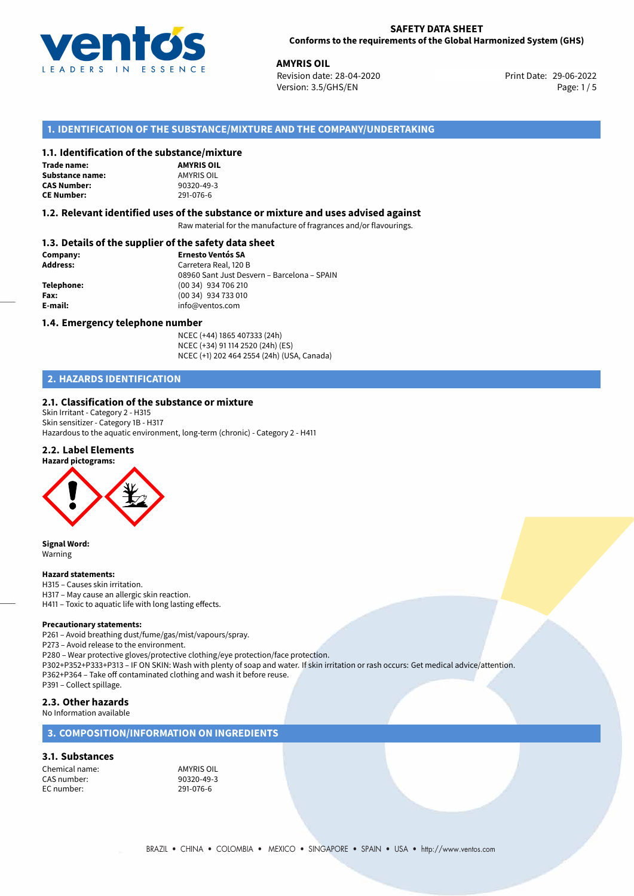**SAFETY DATA SHEET**
**Conforms to the requirements of the Global Harmonized System (GHS)**

**AMYRIS OIL**
Revision date: 28-04-2020
Version: 3.5/GHS/EN

Print Date: 29-06-2022

## 1. IDENTIFICATION OF THE SUBSTANCE/MIXTURE AND THE COMPANY/UNDERTAKING

### 1.1. Identification of the substance/mixture

| | |
|---|---|
| **Trade name:** | **AMYRIS OIL** |
| **Substance name:** | AMYRIS OIL |
| **CAS Number:** | 90320-49-3 |
| **CE Number:** | 291-076-6 |

### 1.2. Relevant identified uses of the substance or mixture and uses advised against

Raw material for the manufacture of fragrances and/or flavourings.

### 1.3. Details of the supplier of the safety data sheet

| | |
|---|---|
| **Company:** | **Ernesto Ventós SA** |
| **Address:** | Carretera Real, 120 B |
| | 08960 Sant Just Desvern – Barcelona – SPAIN |
| **Telephone:** | (00 34) 934 706 210 |
| **Fax:** | (00 34) 934 733 010 |
| **E-mail:** | info@ventos.com |

### 1.4. Emergency telephone number

NCEC (+44) 1865 407333 (24h)
NCEC (+34) 91 114 2520 (24h) (ES)
NCEC (+1) 202 464 2554 (24h) (USA, Canada)

## 2. HAZARDS IDENTIFICATION

### 2.1. Classification of the substance or mixture

Skin Irritant - Category 2 - H315
Skin sensitizer - Category 1B - H317
Hazardous to the aquatic environment, long-term (chronic) - Category 2 - H411

### 2.2. Label Elements

**Hazard pictograms:**

**Signal Word:**
Warning

**Hazard statements:**
H315 – Causes skin irritation.
H317 – May cause an allergic skin reaction.
H411 – Toxic to aquatic life with long lasting effects.

**Precautionary statements:**
P261 – Avoid breathing dust/fume/gas/mist/vapours/spray.
P273 – Avoid release to the environment.
P280 – Wear protective gloves/protective clothing/eye protection/face protection.
P302+P352+P333+P313 – IF ON SKIN: Wash with plenty of soap and water. If skin irritation or rash occurs: Get medical advice/attention.
P362+P364 – Take off contaminated clothing and wash it before reuse.
P391 – Collect spillage.

### 2.3. Other hazards

No Information available

## 3. COMPOSITION/INFORMATION ON INGREDIENTS

### 3.1. Substances

| | |
|---|---|
| Chemical name: | AMYRIS OIL |
| CAS number: | 90320-49-3 |
| EC number: | 291-076-6 |

BRAZIL • CHINA • COLOMBIA • MEXICO • SINGAPORE • SPAIN • USA • http://www.ventos.com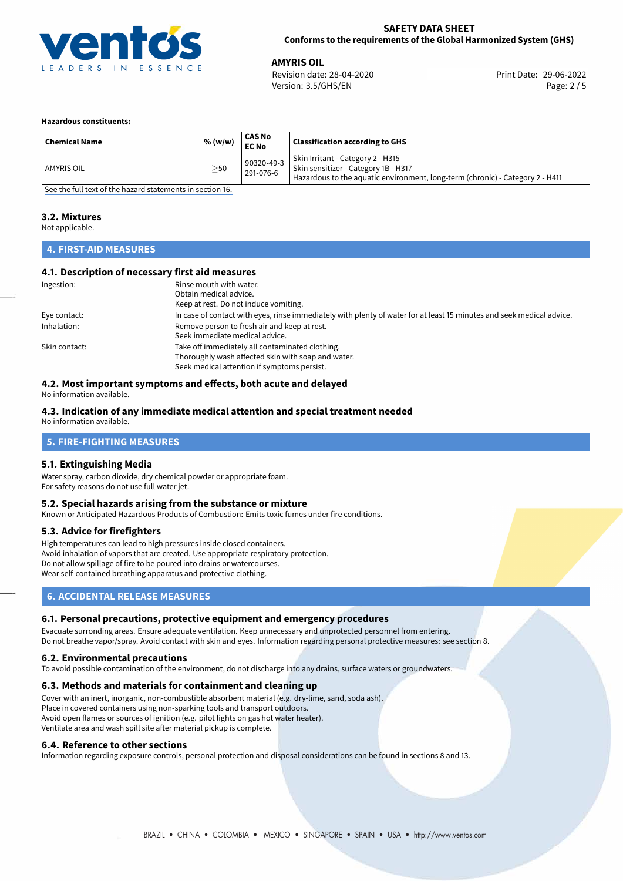**Hazardous constituents:**

| Chemical Name | % (w/w) | CAS No<br>EC No | Classification according to GHS |
|---|---|---|---|
| AMYRIS OIL | ≥50 | 90320-49-3<br>291-076-6 | Skin Irritant - Category 2 - H315<br>Skin sensitizer - Category 1B - H317<br>Hazardous to the aquatic environment, long-term (chronic) - Category 2 - H411 |

See the full text of the hazard statements in section 16.

### 3.2. Mixtures

Not applicable.

## 4. FIRST-AID MEASURES

### 4.1. Description of necessary first aid measures

Ingestion: Rinse mouth with water.
Obtain medical advice.
Keep at rest. Do not induce vomiting.

Eye contact: In case of contact with eyes, rinse immediately with plenty of water for at least 15 minutes and seek medical advice.

Inhalation: Remove person to fresh air and keep at rest.
Seek immediate medical advice.

Skin contact: Take off immediately all contaminated clothing.
Thoroughly wash affected skin with soap and water.
Seek medical attention if symptoms persist.

### 4.2. Most important symptoms and effects, both acute and delayed

No information available.

### 4.3. Indication of any immediate medical attention and special treatment needed

No information available.

## 5. FIRE-FIGHTING MEASURES

### 5.1. Extinguishing Media

Water spray, carbon dioxide, dry chemical powder or appropriate foam.
For safety reasons do not use full water jet.

### 5.2. Special hazards arising from the substance or mixture

Known or Anticipated Hazardous Products of Combustion: Emits toxic fumes under fire conditions.

### 5.3. Advice for firefighters

High temperatures can lead to high pressures inside closed containers.
Avoid inhalation of vapors that are created. Use appropriate respiratory protection.
Do not allow spillage of fire to be poured into drains or watercourses.
Wear self-contained breathing apparatus and protective clothing.

## 6. ACCIDENTAL RELEASE MEASURES

### 6.1. Personal precautions, protective equipment and emergency procedures

Evacuate surronding areas. Ensure adequate ventilation. Keep unnecessary and unprotected personnel from entering.
Do not breathe vapor/spray. Avoid contact with skin and eyes. Information regarding personal protective measures: see section 8.

### 6.2. Environmental precautions

To avoid possible contamination of the environment, do not discharge into any drains, surface waters or groundwaters.

### 6.3. Methods and materials for containment and cleaning up

Cover with an inert, inorganic, non-combustible absorbent material (e.g. dry-lime, sand, soda ash).
Place in covered containers using non-sparking tools and transport outdoors.
Avoid open flames or sources of ignition (e.g. pilot lights on gas hot water heater).
Ventilate area and wash spill site after material pickup is complete.

### 6.4. Reference to other sections

Information regarding exposure controls, personal protection and disposal considerations can be found in sections 8 and 13.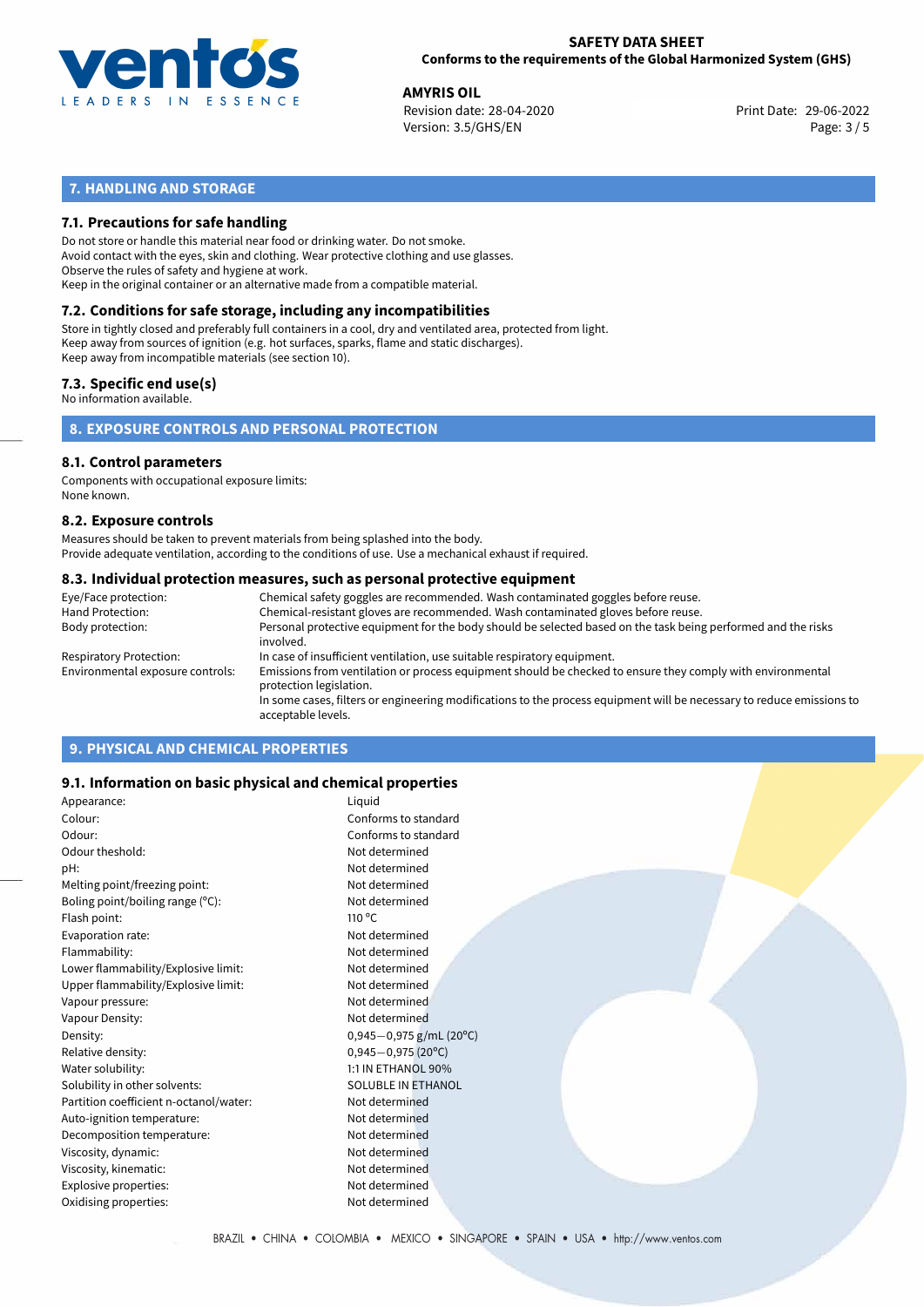## 7. HANDLING AND STORAGE

### 7.1. Precautions for safe handling

Do not store or handle this material near food or drinking water. Do not smoke.
Avoid contact with the eyes, skin and clothing. Wear protective clothing and use glasses.
Observe the rules of safety and hygiene at work.
Keep in the original container or an alternative made from a compatible material.

### 7.2. Conditions for safe storage, including any incompatibilities

Store in tightly closed and preferably full containers in a cool, dry and ventilated area, protected from light.
Keep away from sources of ignition (e.g. hot surfaces, sparks, flame and static discharges).
Keep away from incompatible materials (see section 10).

### 7.3. Specific end use(s)

No information available.

## 8. EXPOSURE CONTROLS AND PERSONAL PROTECTION

### 8.1. Control parameters

Components with occupational exposure limits:
None known.

### 8.2. Exposure controls

Measures should be taken to prevent materials from being splashed into the body.
Provide adequate ventilation, according to the conditions of use. Use a mechanical exhaust if required.

### 8.3. Individual protection measures, such as personal protective equipment

| | |
|---|---|
| Eye/Face protection: | Chemical safety goggles are recommended. Wash contaminated goggles before reuse. |
| Hand Protection: | Chemical-resistant gloves are recommended. Wash contaminated gloves before reuse. |
| Body protection: | Personal protective equipment for the body should be selected based on the task being performed and the risks involved. |
| Respiratory Protection: | In case of insufficient ventilation, use suitable respiratory equipment. |
| Environmental exposure controls: | Emissions from ventilation or process equipment should be checked to ensure they comply with environmental protection legislation. In some cases, filters or engineering modifications to the process equipment will be necessary to reduce emissions to acceptable levels. |

## 9. PHYSICAL AND CHEMICAL PROPERTIES

### 9.1. Information on basic physical and chemical properties

| | |
|---|---|
| Appearance: | Liquid |
| Colour: | Conforms to standard |
| Odour: | Conforms to standard |
| Odour theshold: | Not determined |
| pH: | Not determined |
| Melting point/freezing point: | Not determined |
| Boling point/boiling range (°C): | Not determined |
| Flash point: | 110 °C |
| Evaporation rate: | Not determined |
| Flammability: | Not determined |
| Lower flammability/Explosive limit: | Not determined |
| Upper flammability/Explosive limit: | Not determined |
| Vapour pressure: | Not determined |
| Vapour Density: | Not determined |
| Density: | 0,945−0,975 g/mL (20°C) |
| Relative density: | 0,945−0,975 (20°C) |
| Water solubility: | 1:1 IN ETHANOL 90% |
| Solubility in other solvents: | SOLUBLE IN ETHANOL |
| Partition coefficient n-octanol/water: | Not determined |
| Auto-ignition temperature: | Not determined |
| Decomposition temperature: | Not determined |
| Viscosity, dynamic: | Not determined |
| Viscosity, kinematic: | Not determined |
| Explosive properties: | Not determined |
| Oxidising properties: | Not determined |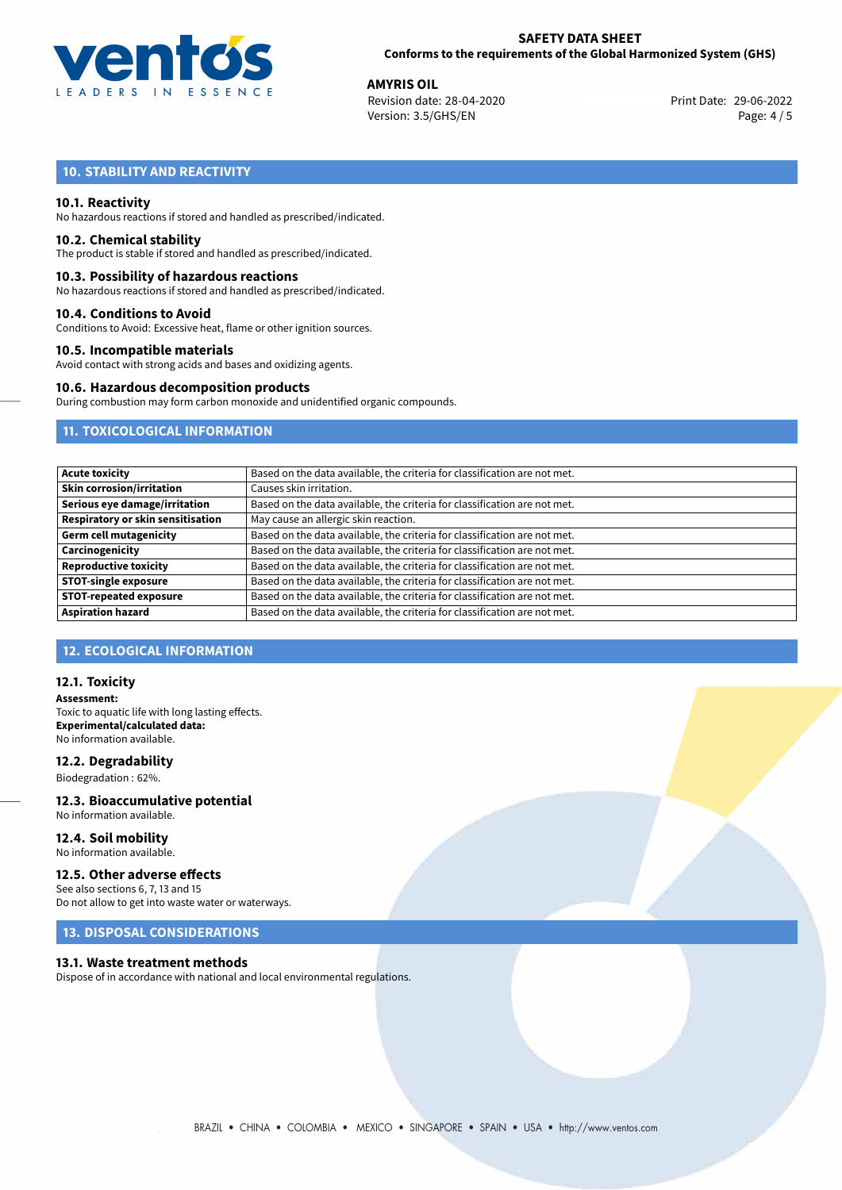## 10. STABILITY AND REACTIVITY

### 10.1. Reactivity

No hazardous reactions if stored and handled as prescribed/indicated.

### 10.2. Chemical stability

The product is stable if stored and handled as prescribed/indicated.

### 10.3. Possibility of hazardous reactions

No hazardous reactions if stored and handled as prescribed/indicated.

### 10.4. Conditions to Avoid

Conditions to Avoid: Excessive heat, flame or other ignition sources.

### 10.5. Incompatible materials

Avoid contact with strong acids and bases and oxidizing agents.

### 10.6. Hazardous decomposition products

During combustion may form carbon monoxide and unidentified organic compounds.

## 11. TOXICOLOGICAL INFORMATION

| | |
|---|---|
| **Acute toxicity** | Based on the data available, the criteria for classification are not met. |
| **Skin corrosion/irritation** | Causes skin irritation. |
| **Serious eye damage/irritation** | Based on the data available, the criteria for classification are not met. |
| **Respiratory or skin sensitisation** | May cause an allergic skin reaction. |
| **Germ cell mutagenicity** | Based on the data available, the criteria for classification are not met. |
| **Carcinogenicity** | Based on the data available, the criteria for classification are not met. |
| **Reproductive toxicity** | Based on the data available, the criteria for classification are not met. |
| **STOT-single exposure** | Based on the data available, the criteria for classification are not met. |
| **STOT-repeated exposure** | Based on the data available, the criteria for classification are not met. |
| **Aspiration hazard** | Based on the data available, the criteria for classification are not met. |

## 12. ECOLOGICAL INFORMATION

### 12.1. Toxicity

**Assessment:**
Toxic to aquatic life with long lasting effects.
**Experimental/calculated data:**
No information available.

### 12.2. Degradability

Biodegradation : 62%.

### 12.3. Bioaccumulative potential

No information available.

### 12.4. Soil mobility

No information available.

### 12.5. Other adverse effects

See also sections 6, 7, 13 and 15
Do not allow to get into waste water or waterways.

## 13. DISPOSAL CONSIDERATIONS

### 13.1. Waste treatment methods

Dispose of in accordance with national and local environmental regulations.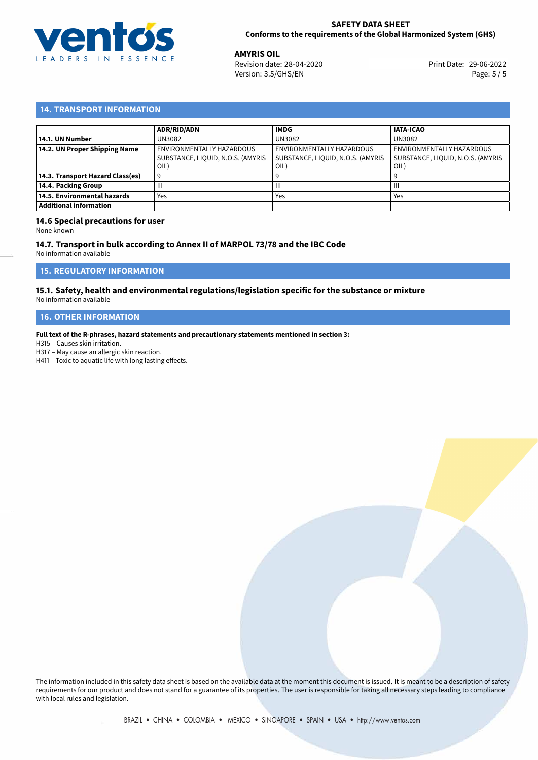## 14. TRANSPORT INFORMATION

| | ADR/RID/ADN | IMDG | IATA-ICAO |
|---|---|---|---|
| **14.1. UN Number** | UN3082 | UN3082 | UN3082 |
| **14.2. UN Proper Shipping Name** | ENVIRONMENTALLY HAZARDOUS SUBSTANCE, LIQUID, N.O.S. (AMYRIS OIL) | ENVIRONMENTALLY HAZARDOUS SUBSTANCE, LIQUID, N.O.S. (AMYRIS OIL) | ENVIRONMENTALLY HAZARDOUS SUBSTANCE, LIQUID, N.O.S. (AMYRIS OIL) |
| **14.3. Transport Hazard Class(es)** | 9 | 9 | 9 |
| **14.4. Packing Group** | III | III | III |
| **14.5. Environmental hazards** | Yes | Yes | Yes |
| **Additional information** | | | |

### 14.6 Special precautions for user

None known

### 14.7. Transport in bulk according to Annex II of MARPOL 73/78 and the IBC Code

No information available

## 15. REGULATORY INFORMATION

### 15.1. Safety, health and environmental regulations/legislation specific for the substance or mixture

No information available

## 16. OTHER INFORMATION

**Full text of the R-phrases, hazard statements and precautionary statements mentioned in section 3:**

H315 – Causes skin irritation.
H317 – May cause an allergic skin reaction.
H411 – Toxic to aquatic life with long lasting effects.

The information included in this safety data sheet is based on the available data at the moment this document is issued. It is meant to be a description of safety requirements for our product and does not stand for a guarantee of its properties. The user is responsible for taking all necessary steps leading to compliance with local rules and legislation.